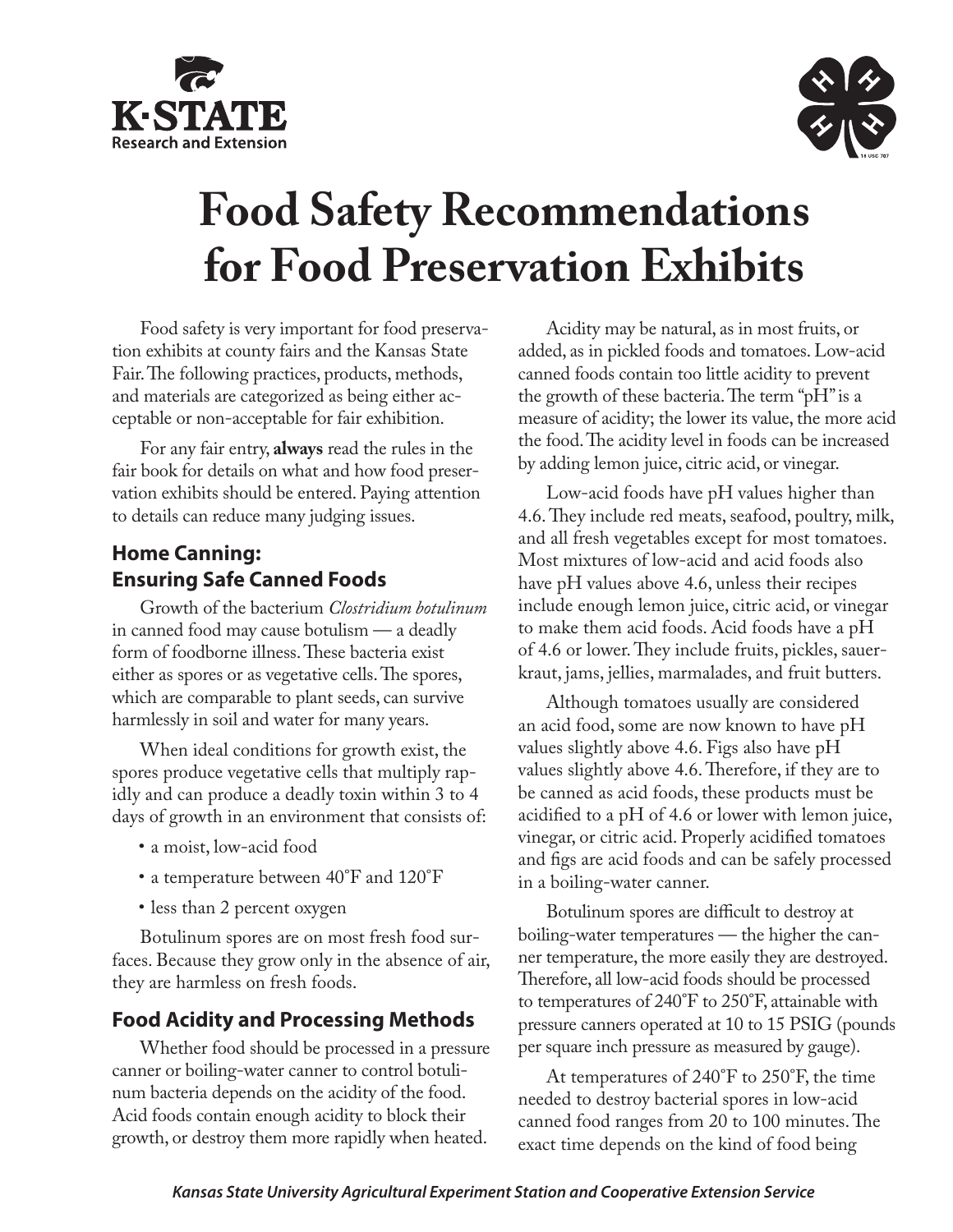# Food Safety Recommendations for Food Preservation Exhibits

Food safety is very important for food preservation exhibits at county fairs and the Kansas State Fair. The following practices, products, methods, and materials are categorized as being either acceptable or non-acceptable for fair exhibition.

For any fair entry, **always** read the rules in the fair book for details on what and how food preservation exhibits should be entered. Paying attention to details can reduce many judging issues.

## Home Canning: Ensuring Safe Canned Foods

Growth of the bacterium *Clostridium botulinum* in canned food may cause botulism — a deadly form of foodborne illness. These bacteria exist either as spores or as vegetative cells. The spores, which are comparable to plant seeds, can survive harmlessly in soil and water for many years.

When ideal conditions for growth exist, the spores produce vegetative cells that multiply rapidly and can produce a deadly toxin within 3 to 4 days of growth in an environment that consists of:

- a moist, low-acid food
- a temperature between 40˚F and 120˚F
- less than 2 percent oxygen

Botulinum spores are on most fresh food surfaces. Because they grow only in the absence of air, they are harmless on fresh foods.

## Food Acidity and Processing Methods

Whether food should be processed in a pressure canner or boiling-water canner to control botulinum bacteria depends on the acidity of the food. Acid foods contain enough acidity to block their growth, or destroy them more rapidly when heated.

Acidity may be natural, as in most fruits, or added, as in pickled foods and tomatoes. Low-acid canned foods contain too little acidity to prevent the growth of these bacteria. The term "pH" is a measure of acidity; the lower its value, the more acid the food. The acidity level in foods can be increased by adding lemon juice, citric acid, or vinegar.

Low-acid foods have pH values higher than 4.6. They include red meats, seafood, poultry, milk, and all fresh vegetables except for most tomatoes. Most mixtures of low-acid and acid foods also have pH values above 4.6, unless their recipes include enough lemon juice, citric acid, or vinegar to make them acid foods. Acid foods have a pH of 4.6 or lower. They include fruits, pickles, sauerkraut, jams, jellies, marmalades, and fruit butters.

Although tomatoes usually are considered an acid food, some are now known to have pH values slightly above 4.6. Figs also have pH values slightly above 4.6. Therefore, if they are to be canned as acid foods, these products must be acidified to a pH of 4.6 or lower with lemon juice, vinegar, or citric acid. Properly acidified tomatoes and figs are acid foods and can be safely processed in a boiling-water canner.

Botulinum spores are difficult to destroy at boiling-water temperatures — the higher the canner temperature, the more easily they are destroyed. Therefore, all low-acid foods should be processed to temperatures of 240˚F to 250˚F, attainable with pressure canners operated at 10 to 15 PSIG (pounds per square inch pressure as measured by gauge).

At temperatures of 240˚F to 250˚F, the time needed to destroy bacterial spores in low-acid canned food ranges from 20 to 100 minutes. The exact time depends on the kind of food being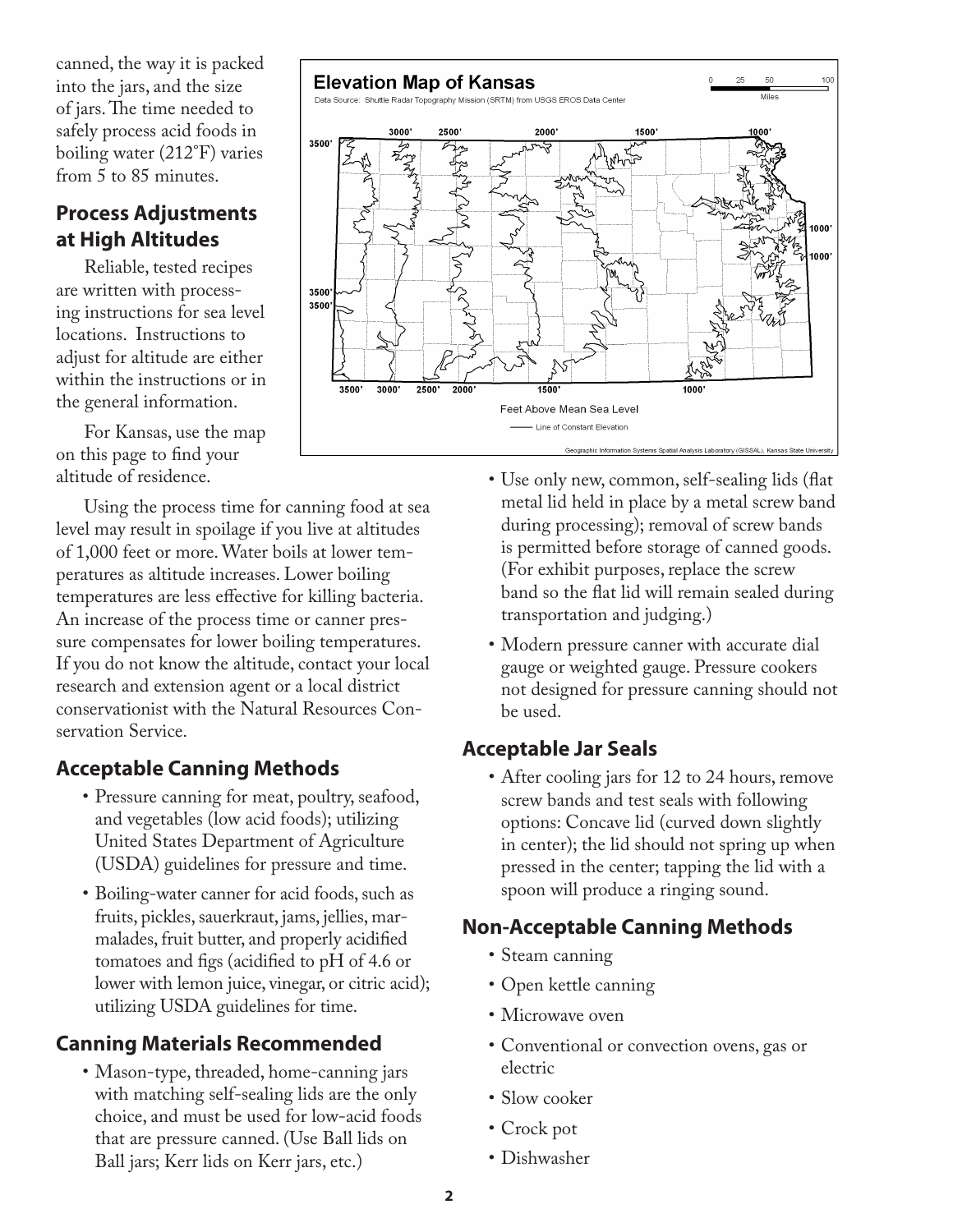canned, the way it is packed into the jars, and the size of jars. The time needed to safely process acid foods in boiling water (212˚F) varies from 5 to 85 minutes.

## Process Adjustments at High Altitudes

Reliable, tested recipes are written with processing instructions for sea level locations. Instructions to adjust for altitude are either within the instructions or in the general information.

For Kansas, use the map on this page to find your altitude of residence.

Using the process time for canning food at sea level may result in spoilage if you live at altitudes of 1,000 feet or more. Water boils at lower temperatures as altitude increases. Lower boiling temperatures are less effective for killing bacteria. An increase of the process time or canner pressure compensates for lower boiling temperatures. If you do not know the altitude, contact your local research and extension agent or a local district conservationist with the Natural Resources Conservation Service.

## Acceptable Canning Methods

- Pressure canning for meat, poultry, seafood, and vegetables (low acid foods); utilizing United States Department of Agriculture (USDA) guidelines for pressure and time.
- Boiling-water canner for acid foods, such as fruits, pickles, sauerkraut, jams, jellies, marmalades, fruit butter, and properly acidified tomatoes and figs (acidified to pH of 4.6 or lower with lemon juice, vinegar, or citric acid); utilizing USDA guidelines for time.

## Canning Materials Recommended

- Mason-type, threaded, home-canning jars with matching self-sealing lids are the only choice, and must be used for low-acid foods that are pressure canned. (Use Ball lids on Ball jars; Kerr lids on Kerr jars, etc.)
- Use only new, common, self-sealing lids (flat metal lid held in place by a metal screw band during processing); removal of screw bands is permitted before storage of canned goods. (For exhibit purposes, replace the screw band so the flat lid will remain sealed during transportation and judging.)
- Modern pressure canner with accurate dial gauge or weighted gauge. Pressure cookers not designed for pressure canning should not be used.

## Acceptable Jar Seals

- After cooling jars for 12 to 24 hours, remove screw bands and test seals with following options: Concave lid (curved down slightly in center); the lid should not spring up when pressed in the center; tapping the lid with a spoon will produce a ringing sound.

## Non-Acceptable Canning Methods

- Steam canning
- Open kettle canning
- Microwave oven
- Conventional or convection ovens, gas or electric
- Slow cooker
- Crock pot
- Dishwasher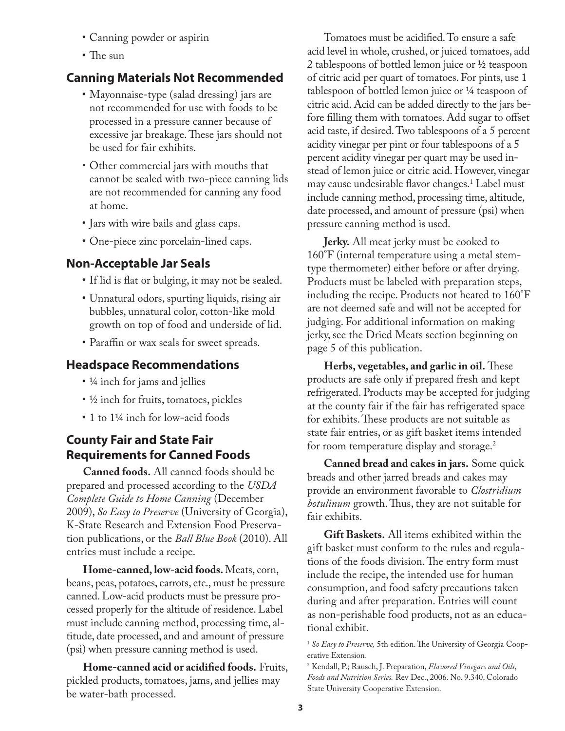- Canning powder or aspirin
- The sun

### Canning Materials Not Recommended

- Mayonnaise-type (salad dressing) jars are not recommended for use with foods to be processed in a pressure canner because of excessive jar breakage. These jars should not be used for fair exhibits.
- Other commercial jars with mouths that cannot be sealed with two-piece canning lids are not recommended for canning any food at home.
- Jars with wire bails and glass caps.
- One-piece zinc porcelain-lined caps.

### Non-Acceptable Jar Seals

- If lid is flat or bulging, it may not be sealed.
- Unnatural odors, spurting liquids, rising air bubbles, unnatural color, cotton-like mold growth on top of food and underside of lid.
- Paraffin or wax seals for sweet spreads.

### Headspace Recommendations

- ¼ inch for jams and jellies
- ½ inch for fruits, tomatoes, pickles
- 1 to 1¼ inch for low-acid foods

### County Fair and State Fair Requirements for Canned Foods

**Canned foods.** All canned foods should be prepared and processed according to the *USDA Complete Guide to Home Canning* (December 2009), *So Easy to Preserve* (University of Georgia), K-State Research and Extension Food Preservation publications, or the *Ball Blue Book* (2010). All entries must include a recipe.

**Home-canned, low-acid foods.** Meats, corn, beans, peas, potatoes, carrots, etc., must be pressure canned. Low-acid products must be pressure processed properly for the altitude of residence. Label must include canning method, processing time, altitude, date processed, and and amount of pressure (psi) when pressure canning method is used.

**Home-canned acid or acidified foods.** Fruits, pickled products, tomatoes, jams, and jellies may be water-bath processed.

Tomatoes must be acidified. To ensure a safe acid level in whole, crushed, or juiced tomatoes, add 2 tablespoons of bottled lemon juice or ½ teaspoon of citric acid per quart of tomatoes. For pints, use 1 tablespoon of bottled lemon juice or ¼ teaspoon of citric acid. Acid can be added directly to the jars before filling them with tomatoes. Add sugar to offset acid taste, if desired. Two tablespoons of a 5 percent acidity vinegar per pint or four tablespoons of a 5 percent acidity vinegar per quart may be used instead of lemon juice or citric acid. However, vinegar may cause undesirable flavor changes.[1] Label must include canning method, processing time, altitude, date processed, and amount of pressure (psi) when pressure canning method is used.

**Jerky.** All meat jerky must be cooked to 160˚F (internal temperature using a metal stem-type thermometer) either before or after drying. Products must be labeled with preparation steps, including the recipe. Products not heated to 160˚F are not deemed safe and will not be accepted for judging. For additional information on making jerky, see the Dried Meats section beginning on page 5 of this publication.

**Herbs, vegetables, and garlic in oil.** These products are safe only if prepared fresh and kept refrigerated. Products may be accepted for judging at the county fair if the fair has refrigerated space for exhibits. These products are not suitable as state fair entries, or as gift basket items intended for room temperature display and storage.[2]

**Canned bread and cakes in jars.** Some quick breads and other jarred breads and cakes may provide an environment favorable to *Clostridium botulinum* growth. Thus, they are not suitable for fair exhibits.

**Gift Baskets.** All items exhibited within the gift basket must conform to the rules and regulations of the foods division. The entry form must include the recipe, the intended use for human consumption, and food safety precautions taken during and after preparation. Entries will count as non-perishable food products, not as an educational exhibit.

[1] *So Easy to Preserve,* 5th edition. The University of Georgia Cooperative Extension.

[2] Kendall, P.; Rausch, J. Preparation, *Flavored Vinegars and Oils, Foods and Nutrition Series.* Rev Dec., 2006. No. 9.340, Colorado State University Cooperative Extension.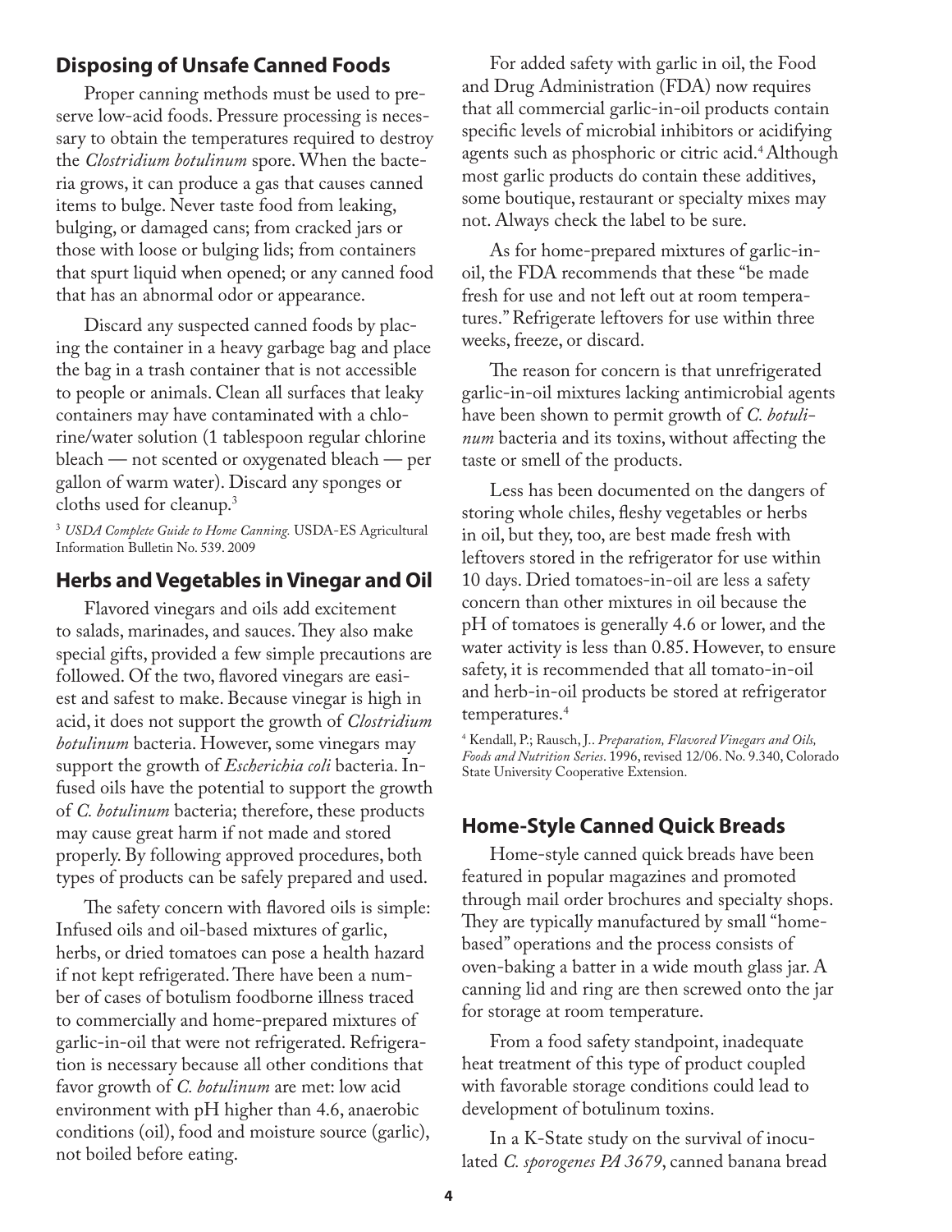## Disposing of Unsafe Canned Foods

Proper canning methods must be used to preserve low-acid foods. Pressure processing is necessary to obtain the temperatures required to destroy the *Clostridium botulinum* spore. When the bacteria grows, it can produce a gas that causes canned items to bulge. Never taste food from leaking, bulging, or damaged cans; from cracked jars or those with loose or bulging lids; from containers that spurt liquid when opened; or any canned food that has an abnormal odor or appearance.

Discard any suspected canned foods by placing the container in a heavy garbage bag and place the bag in a trash container that is not accessible to people or animals. Clean all surfaces that leaky containers may have contaminated with a chlorine/water solution (1 tablespoon regular chlorine bleach — not scented or oxygenated bleach — per gallon of warm water). Discard any sponges or cloths used for cleanup.[3]

[3] *USDA Complete Guide to Home Canning.* USDA-ES Agricultural Information Bulletin No. 539. 2009

## Herbs and Vegetables in Vinegar and Oil

Flavored vinegars and oils add excitement to salads, marinades, and sauces. They also make special gifts, provided a few simple precautions are followed. Of the two, flavored vinegars are easiest and safest to make. Because vinegar is high in acid, it does not support the growth of *Clostridium botulinum* bacteria. However, some vinegars may support the growth of *Escherichia coli* bacteria. Infused oils have the potential to support the growth of *C. botulinum* bacteria; therefore, these products may cause great harm if not made and stored properly. By following approved procedures, both types of products can be safely prepared and used.

The safety concern with flavored oils is simple: Infused oils and oil-based mixtures of garlic, herbs, or dried tomatoes can pose a health hazard if not kept refrigerated. There have been a number of cases of botulism foodborne illness traced to commercially and home-prepared mixtures of garlic-in-oil that were not refrigerated. Refrigeration is necessary because all other conditions that favor growth of *C. botulinum* are met: low acid environment with pH higher than 4.6, anaerobic conditions (oil), food and moisture source (garlic), not boiled before eating.

For added safety with garlic in oil, the Food and Drug Administration (FDA) now requires that all commercial garlic-in-oil products contain specific levels of microbial inhibitors or acidifying agents such as phosphoric or citric acid.[4] Although most garlic products do contain these additives, some boutique, restaurant or specialty mixes may not. Always check the label to be sure.

As for home-prepared mixtures of garlic-in-oil, the FDA recommends that these "be made fresh for use and not left out at room temperatures." Refrigerate leftovers for use within three weeks, freeze, or discard.

The reason for concern is that unrefrigerated garlic-in-oil mixtures lacking antimicrobial agents have been shown to permit growth of *C. botulinum* bacteria and its toxins, without affecting the taste or smell of the products.

Less has been documented on the dangers of storing whole chiles, fleshy vegetables or herbs in oil, but they, too, are best made fresh with leftovers stored in the refrigerator for use within 10 days. Dried tomatoes-in-oil are less a safety concern than other mixtures in oil because the pH of tomatoes is generally 4.6 or lower, and the water activity is less than 0.85. However, to ensure safety, it is recommended that all tomato-in-oil and herb-in-oil products be stored at refrigerator temperatures.[4]

[4] Kendall, P.; Rausch, J.. *Preparation, Flavored Vinegars and Oils, Foods and Nutrition Series*. 1996, revised 12/06. No. 9.340, Colorado State University Cooperative Extension.

## Home-Style Canned Quick Breads

Home-style canned quick breads have been featured in popular magazines and promoted through mail order brochures and specialty shops. They are typically manufactured by small "home-based" operations and the process consists of oven-baking a batter in a wide mouth glass jar. A canning lid and ring are then screwed onto the jar for storage at room temperature.

From a food safety standpoint, inadequate heat treatment of this type of product coupled with favorable storage conditions could lead to development of botulinum toxins.

In a K-State study on the survival of inoculated *C. sporogenes PA 3679*, canned banana bread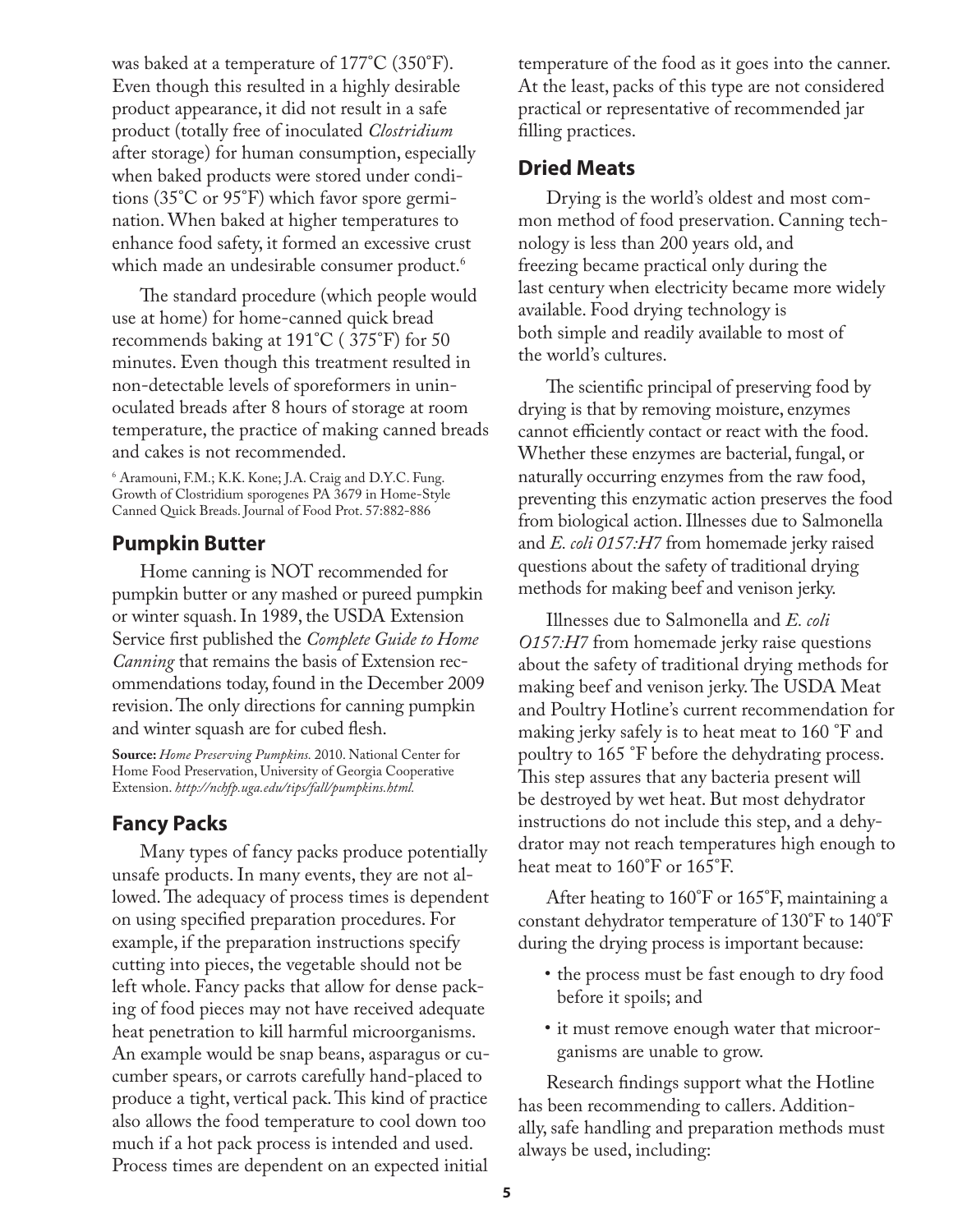was baked at a temperature of 177˚C (350˚F). Even though this resulted in a highly desirable product appearance, it did not result in a safe product (totally free of inoculated *Clostridium* after storage) for human consumption, especially when baked products were stored under conditions (35˚C or 95˚F) which favor spore germination. When baked at higher temperatures to enhance food safety, it formed an excessive crust which made an undesirable consumer product.[6]

The standard procedure (which people would use at home) for home-canned quick bread recommends baking at 191˚C ( 375˚F) for 50 minutes. Even though this treatment resulted in non-detectable levels of sporeformers in uninoculated breads after 8 hours of storage at room temperature, the practice of making canned breads and cakes is not recommended.

[6] Aramouni, F.M.; K.K. Kone; J.A. Craig and D.Y.C. Fung. Growth of Clostridium sporogenes PA 3679 in Home-Style Canned Quick Breads. Journal of Food Prot. 57:882-886

## Pumpkin Butter

Home canning is NOT recommended for pumpkin butter or any mashed or pureed pumpkin or winter squash. In 1989, the USDA Extension Service first published the *Complete Guide to Home Canning* that remains the basis of Extension recommendations today, found in the December 2009 revision. The only directions for canning pumpkin and winter squash are for cubed flesh.

**Source:** *Home Preserving Pumpkins.* 2010. National Center for Home Food Preservation, University of Georgia Cooperative Extension. *http://nchfp.uga.edu/tips/fall/pumpkins.html.*

## Fancy Packs

Many types of fancy packs produce potentially unsafe products. In many events, they are not allowed. The adequacy of process times is dependent on using specified preparation procedures. For example, if the preparation instructions specify cutting into pieces, the vegetable should not be left whole. Fancy packs that allow for dense packing of food pieces may not have received adequate heat penetration to kill harmful microorganisms. An example would be snap beans, asparagus or cucumber spears, or carrots carefully hand-placed to produce a tight, vertical pack. This kind of practice also allows the food temperature to cool down too much if a hot pack process is intended and used. Process times are dependent on an expected initial temperature of the food as it goes into the canner. At the least, packs of this type are not considered practical or representative of recommended jar filling practices.

## Dried Meats

Drying is the world's oldest and most common method of food preservation. Canning technology is less than 200 years old, and freezing became practical only during the last century when electricity became more widely available. Food drying technology is both simple and readily available to most of the world's cultures.

The scientific principal of preserving food by drying is that by removing moisture, enzymes cannot efficiently contact or react with the food. Whether these enzymes are bacterial, fungal, or naturally occurring enzymes from the raw food, preventing this enzymatic action preserves the food from biological action. Illnesses due to Salmonella and *E. coli 0157:H7* from homemade jerky raised questions about the safety of traditional drying methods for making beef and venison jerky.

Illnesses due to Salmonella and *E. coli O157:H7* from homemade jerky raise questions about the safety of traditional drying methods for making beef and venison jerky. The USDA Meat and Poultry Hotline's current recommendation for making jerky safely is to heat meat to 160 ˚F and poultry to 165 ˚F before the dehydrating process. This step assures that any bacteria present will be destroyed by wet heat. But most dehydrator instructions do not include this step, and a dehydrator may not reach temperatures high enough to heat meat to 160˚F or 165˚F.

After heating to 160˚F or 165˚F, maintaining a constant dehydrator temperature of 130˚F to 140˚F during the drying process is important because:

- the process must be fast enough to dry food before it spoils; and
- it must remove enough water that microorganisms are unable to grow.

Research findings support what the Hotline has been recommending to callers. Additionally, safe handling and preparation methods must always be used, including: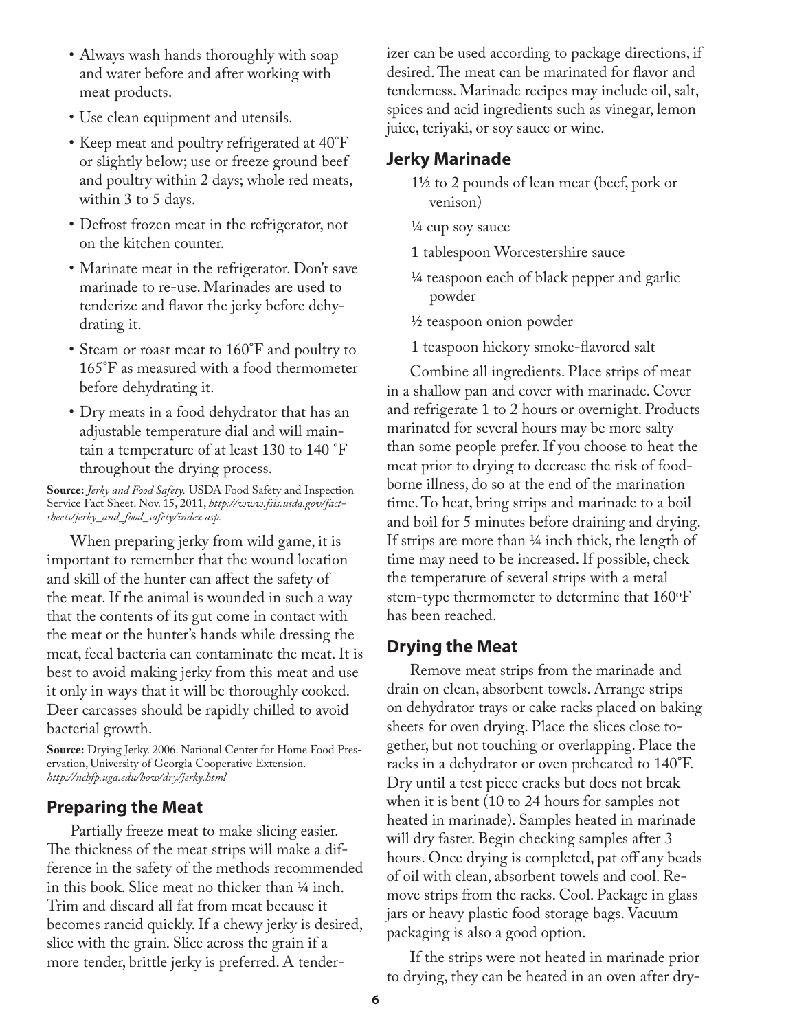- Always wash hands thoroughly with soap and water before and after working with meat products.
- Use clean equipment and utensils.
- Keep meat and poultry refrigerated at 40˚F or slightly below; use or freeze ground beef and poultry within 2 days; whole red meats, within 3 to 5 days.
- Defrost frozen meat in the refrigerator, not on the kitchen counter.
- Marinate meat in the refrigerator. Don't save marinade to re-use. Marinades are used to tenderize and flavor the jerky before dehydrating it.
- Steam or roast meat to 160˚F and poultry to 165˚F as measured with a food thermometer before dehydrating it.
- Dry meats in a food dehydrator that has an adjustable temperature dial and will maintain a temperature of at least 130 to 140 ˚F throughout the drying process.

**Source:** *Jerky and Food Safety.* USDA Food Safety and Inspection Service Fact Sheet. Nov. 15, 2011, *http://www.fsis.usda.gov/factsheets/jerky_and_food_safety/index.asp.*

When preparing jerky from wild game, it is important to remember that the wound location and skill of the hunter can affect the safety of the meat. If the animal is wounded in such a way that the contents of its gut come in contact with the meat or the hunter's hands while dressing the meat, fecal bacteria can contaminate the meat. It is best to avoid making jerky from this meat and use it only in ways that it will be thoroughly cooked. Deer carcasses should be rapidly chilled to avoid bacterial growth.

**Source:** Drying Jerky. 2006. National Center for Home Food Preservation, University of Georgia Cooperative Extension. *http://nchfp.uga.edu/how/dry/jerky.html*

## Preparing the Meat

Partially freeze meat to make slicing easier. The thickness of the meat strips will make a difference in the safety of the methods recommended in this book. Slice meat no thicker than ¼ inch. Trim and discard all fat from meat because it becomes rancid quickly. If a chewy jerky is desired, slice with the grain. Slice across the grain if a more tender, brittle jerky is preferred. A tenderizer can be used according to package directions, if desired. The meat can be marinated for flavor and tenderness. Marinade recipes may include oil, salt, spices and acid ingredients such as vinegar, lemon juice, teriyaki, or soy sauce or wine.

## Jerky Marinade

1½ to 2 pounds of lean meat (beef, pork or venison)

¼ cup soy sauce

1 tablespoon Worcestershire sauce

¼ teaspoon each of black pepper and garlic powder

½ teaspoon onion powder

1 teaspoon hickory smoke-flavored salt

Combine all ingredients. Place strips of meat in a shallow pan and cover with marinade. Cover and refrigerate 1 to 2 hours or overnight. Products marinated for several hours may be more salty than some people prefer. If you choose to heat the meat prior to drying to decrease the risk of foodborne illness, do so at the end of the marination time. To heat, bring strips and marinade to a boil and boil for 5 minutes before draining and drying. If strips are more than ¼ inch thick, the length of time may need to be increased. If possible, check the temperature of several strips with a metal stem-type thermometer to determine that 160ºF has been reached.

## Drying the Meat

Remove meat strips from the marinade and drain on clean, absorbent towels. Arrange strips on dehydrator trays or cake racks placed on baking sheets for oven drying. Place the slices close together, but not touching or overlapping. Place the racks in a dehydrator or oven preheated to 140˚F. Dry until a test piece cracks but does not break when it is bent (10 to 24 hours for samples not heated in marinade). Samples heated in marinade will dry faster. Begin checking samples after 3 hours. Once drying is completed, pat off any beads of oil with clean, absorbent towels and cool. Remove strips from the racks. Cool. Package in glass jars or heavy plastic food storage bags. Vacuum packaging is also a good option.

If the strips were not heated in marinade prior to drying, they can be heated in an oven after dry-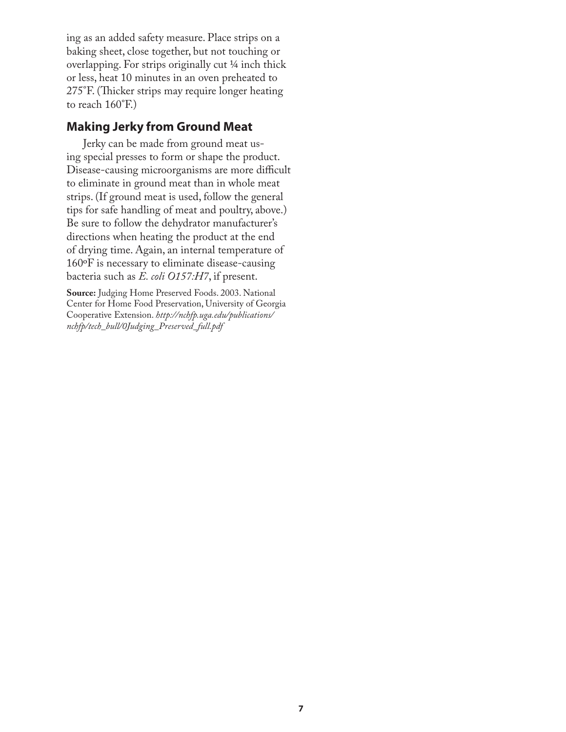ing as an added safety measure. Place strips on a baking sheet, close together, but not touching or overlapping. For strips originally cut ¼ inch thick or less, heat 10 minutes in an oven preheated to 275˚F. (Thicker strips may require longer heating to reach 160˚F.)

## Making Jerky from Ground Meat

Jerky can be made from ground meat using special presses to form or shape the product. Disease-causing microorganisms are more difficult to eliminate in ground meat than in whole meat strips. (If ground meat is used, follow the general tips for safe handling of meat and poultry, above.) Be sure to follow the dehydrator manufacturer's directions when heating the product at the end of drying time. Again, an internal temperature of 160ºF is necessary to eliminate disease-causing bacteria such as *E. coli O157:H7*, if present.

**Source:** Judging Home Preserved Foods. 2003. National Center for Home Food Preservation, University of Georgia Cooperative Extension. *http://nchfp.uga.edu/publications/nchfp/tech_bull/0Judging_Preserved_full.pdf*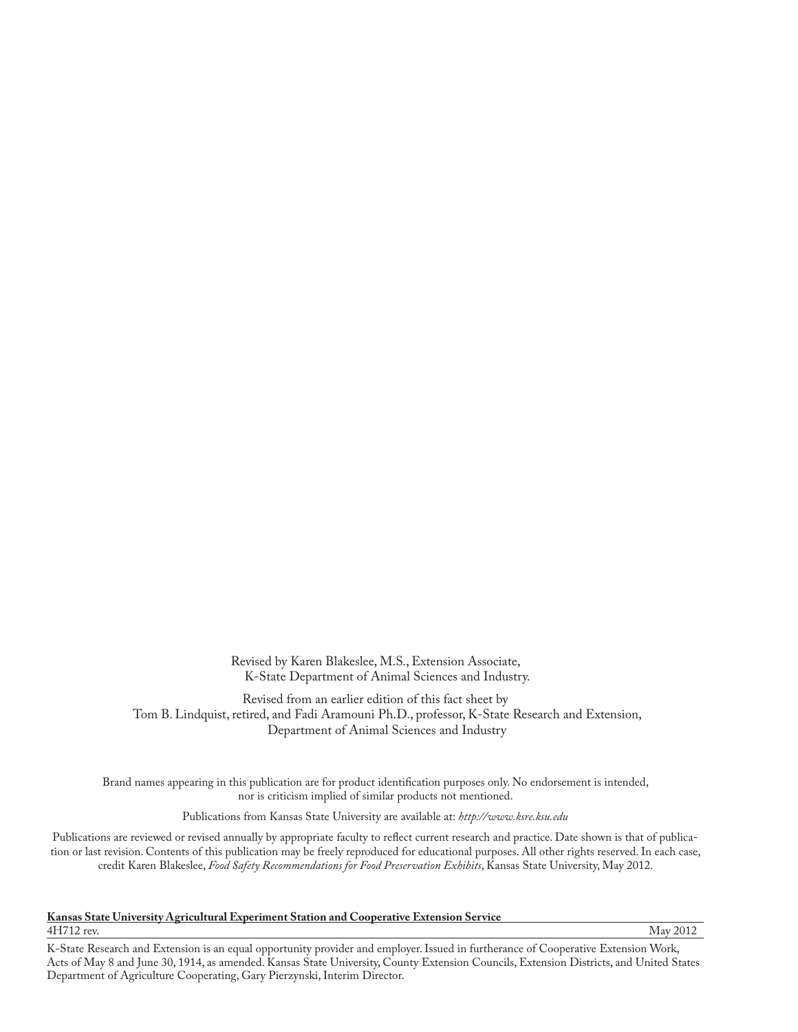Revised by Karen Blakeslee, M.S., Extension Associate, K-State Department of Animal Sciences and Industry.

Revised from an earlier edition of this fact sheet by Tom B. Lindquist, retired, and Fadi Aramouni Ph.D., professor, K-State Research and Extension, Department of Animal Sciences and Industry

Brand names appearing in this publication are for product identification purposes only. No endorsement is intended, nor is criticism implied of similar products not mentioned.

Publications from Kansas State University are available at: *http://www.ksre.ksu.edu*

Publications are reviewed or revised annually by appropriate faculty to reflect current research and practice. Date shown is that of publication or last revision. Contents of this publication may be freely reproduced for educational purposes. All other rights reserved. In each case, credit Karen Blakeslee, *Food Safety Recommendations for Food Preservation Exhibits*, Kansas State University, May 2012.

**Kansas State University Agricultural Experiment Station and Cooperative Extension Service**

4H712 rev. May 2012

K-State Research and Extension is an equal opportunity provider and employer. Issued in furtherance of Cooperative Extension Work, Acts of May 8 and June 30, 1914, as amended. Kansas State University, County Extension Councils, Extension Districts, and United States Department of Agriculture Cooperating, Gary Pierzynski, Interim Director.